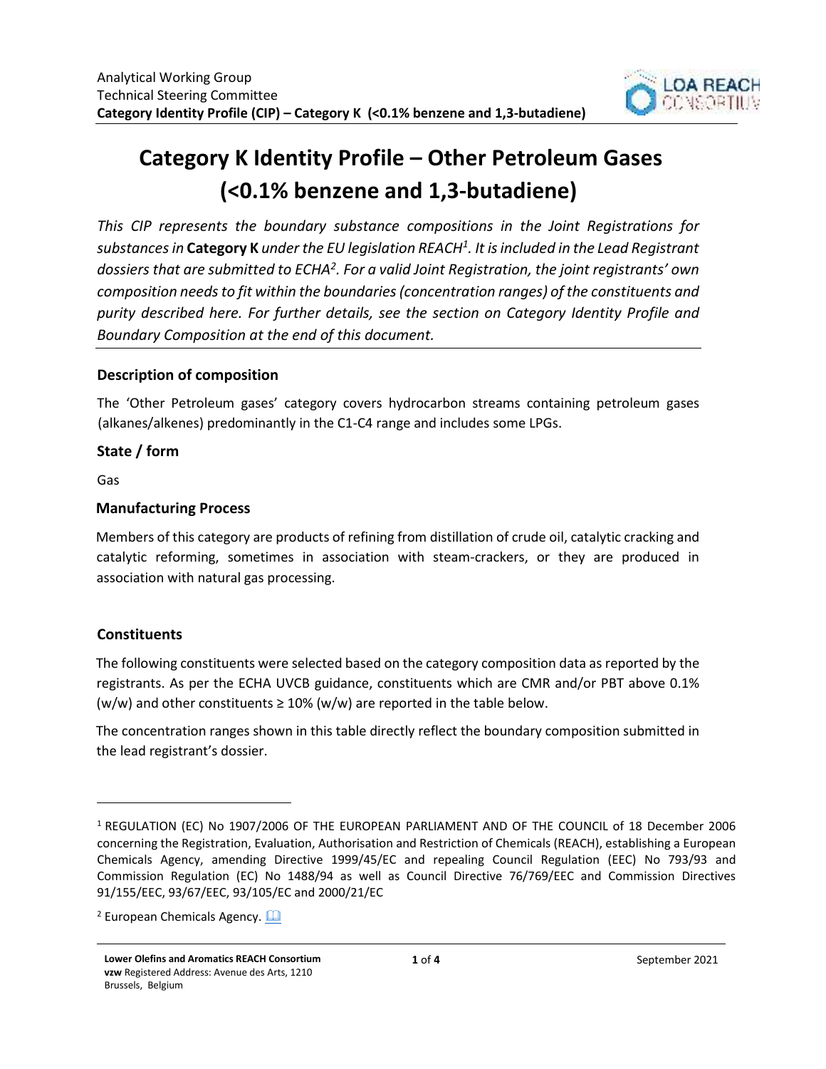# Category K Identity Profile – Other Petroleum Gases (<0.1% benzene and 1,3-butadiene)

*This CIP represents the boundary substance compositions in the Joint Registrations for substances in* ***Category K*** *under the EU legislation REACH[1]. It is included in the Lead Registrant dossiers that are submitted to ECHA[2]. For a valid Joint Registration, the joint registrants' own composition needs to fit within the boundaries (concentration ranges) of the constituents and purity described here. For further details, see the section on Category Identity Profile and Boundary Composition at the end of this document.*

## Description of composition

The 'Other Petroleum gases' category covers hydrocarbon streams containing petroleum gases (alkanes/alkenes) predominantly in the C1-C4 range and includes some LPGs.

## State / form

Gas

## Manufacturing Process

Members of this category are products of refining from distillation of crude oil, catalytic cracking and catalytic reforming, sometimes in association with steam-crackers, or they are produced in association with natural gas processing.

## Constituents

The following constituents were selected based on the category composition data as reported by the registrants. As per the ECHA UVCB guidance, constituents which are CMR and/or PBT above 0.1% (w/w) and other constituents ≥ 10% (w/w) are reported in the table below.

The concentration ranges shown in this table directly reflect the boundary composition submitted in the lead registrant's dossier.

---

[1] REGULATION (EC) No 1907/2006 OF THE EUROPEAN PARLIAMENT AND OF THE COUNCIL of 18 December 2006 concerning the Registration, Evaluation, Authorisation and Restriction of Chemicals (REACH), establishing a European Chemicals Agency, amending Directive 1999/45/EC and repealing Council Regulation (EEC) No 793/93 and Commission Regulation (EC) No 1488/94 as well as Council Directive 76/769/EEC and Commission Directives 91/155/EEC, 93/67/EEC, 93/105/EC and 2000/21/EC

[2] European Chemicals Agency.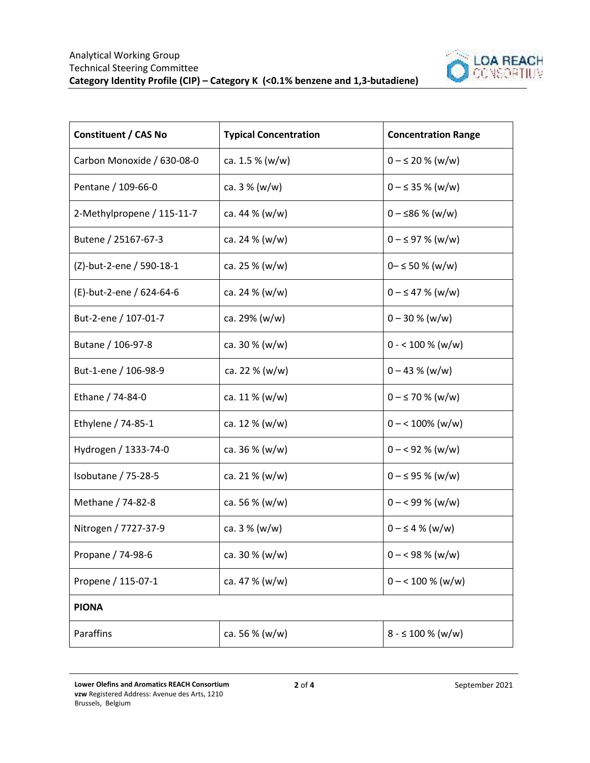| Constituent / CAS No | Typical Concentration | Concentration Range |
|---|---|---|
| Carbon Monoxide / 630-08-0 | ca. 1.5 % (w/w) | 0 – ≤ 20 % (w/w) |
| Pentane / 109-66-0 | ca. 3 % (w/w) | 0 – ≤ 35 % (w/w) |
| 2-Methylpropene / 115-11-7 | ca. 44 % (w/w) | 0 – ≤86 % (w/w) |
| Butene / 25167-67-3 | ca. 24 % (w/w) | 0 – ≤ 97 % (w/w) |
| (Z)-but-2-ene / 590-18-1 | ca. 25 % (w/w) | 0– ≤ 50 % (w/w) |
| (E)-but-2-ene / 624-64-6 | ca. 24 % (w/w) | 0 – ≤ 47 % (w/w) |
| But-2-ene / 107-01-7 | ca. 29% (w/w) | 0 – 30 % (w/w) |
| Butane / 106-97-8 | ca. 30 % (w/w) | 0 - < 100 % (w/w) |
| But-1-ene / 106-98-9 | ca. 22 % (w/w) | 0 – 43 % (w/w) |
| Ethane / 74-84-0 | ca. 11 % (w/w) | 0 – ≤ 70 % (w/w) |
| Ethylene / 74-85-1 | ca. 12 % (w/w) | 0 – < 100% (w/w) |
| Hydrogen / 1333-74-0 | ca. 36 % (w/w) | 0 – < 92 % (w/w) |
| Isobutane / 75-28-5 | ca. 21 % (w/w) | 0 – ≤ 95 % (w/w) |
| Methane / 74-82-8 | ca. 56 % (w/w) | 0 – < 99 % (w/w) |
| Nitrogen / 7727-37-9 | ca. 3 % (w/w) | 0 – ≤ 4 % (w/w) |
| Propane / 74-98-6 | ca. 30 % (w/w) | 0 – < 98 % (w/w) |
| Propene / 115-07-1 | ca. 47 % (w/w) | 0 – < 100 % (w/w) |
| **PIONA** | | |
| Paraffins | ca. 56 % (w/w) | 8 - ≤ 100 % (w/w) |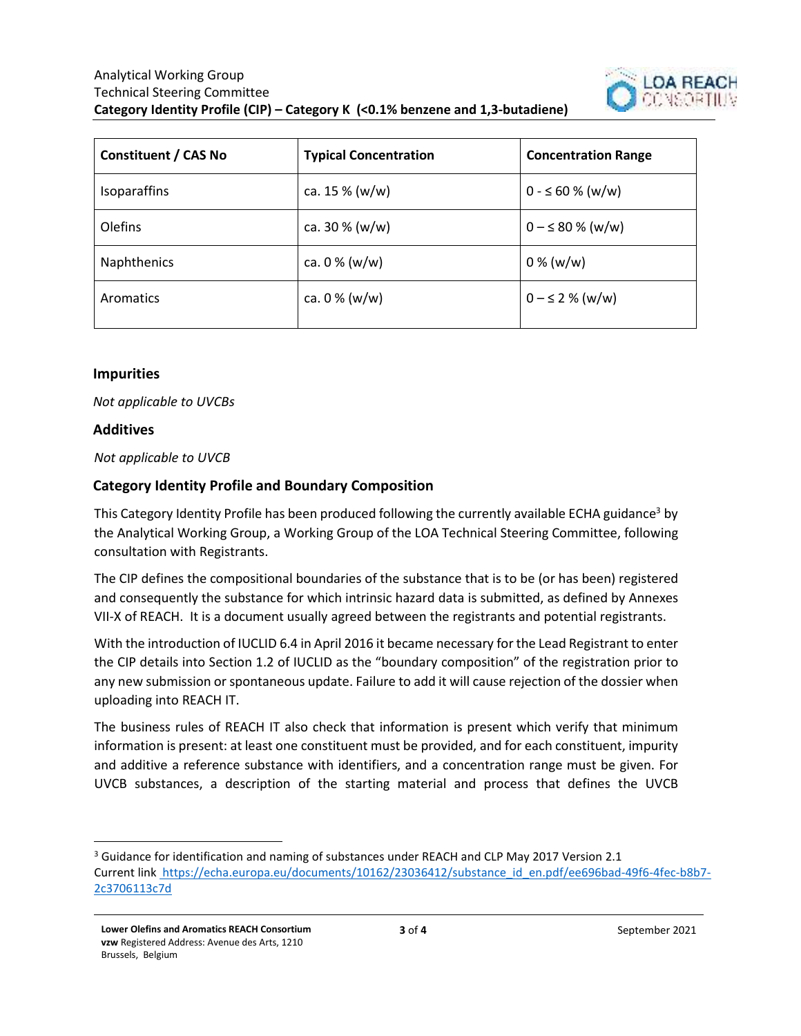| Constituent / CAS No | Typical Concentration | Concentration Range |
|---|---|---|
| Isoparaffins | ca. 15 % (w/w) | 0 - ≤ 60 % (w/w) |
| Olefins | ca. 30 % (w/w) | 0 – ≤ 80 % (w/w) |
| Naphthenics | ca. 0 % (w/w) | 0 % (w/w) |
| Aromatics | ca. 0 % (w/w) | 0 – ≤ 2 % (w/w) |

## Impurities

*Not applicable to UVCBs*

## Additives

*Not applicable to UVCB*

## Category Identity Profile and Boundary Composition

This Category Identity Profile has been produced following the currently available ECHA guidance[3] by the Analytical Working Group, a Working Group of the LOA Technical Steering Committee, following consultation with Registrants.

The CIP defines the compositional boundaries of the substance that is to be (or has been) registered and consequently the substance for which intrinsic hazard data is submitted, as defined by Annexes VII-X of REACH. It is a document usually agreed between the registrants and potential registrants.

With the introduction of IUCLID 6.4 in April 2016 it became necessary for the Lead Registrant to enter the CIP details into Section 1.2 of IUCLID as the "boundary composition" of the registration prior to any new submission or spontaneous update. Failure to add it will cause rejection of the dossier when uploading into REACH IT.

The business rules of REACH IT also check that information is present which verify that minimum information is present: at least one constituent must be provided, and for each constituent, impurity and additive a reference substance with identifiers, and a concentration range must be given. For UVCB substances, a description of the starting material and process that defines the UVCB

---

[3] Guidance for identification and naming of substances under REACH and CLP May 2017 Version 2.1
Current link https://echa.europa.eu/documents/10162/23036412/substance_id_en.pdf/ee696bad-49f6-4fec-b8b7-2c3706113c7d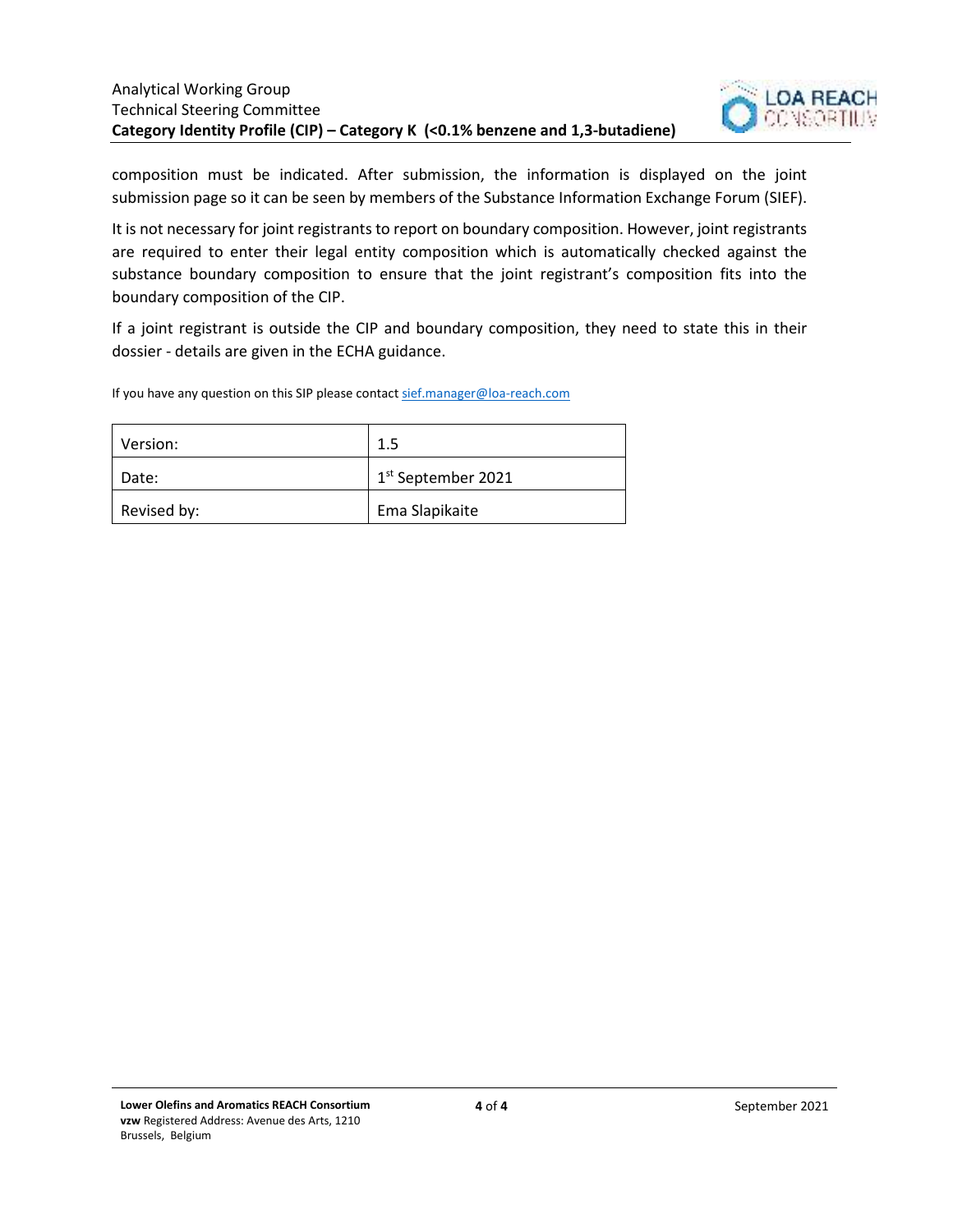composition must be indicated. After submission, the information is displayed on the joint submission page so it can be seen by members of the Substance Information Exchange Forum (SIEF).

It is not necessary for joint registrants to report on boundary composition. However, joint registrants are required to enter their legal entity composition which is automatically checked against the substance boundary composition to ensure that the joint registrant's composition fits into the boundary composition of the CIP.

If a joint registrant is outside the CIP and boundary composition, they need to state this in their dossier - details are given in the ECHA guidance.

If you have any question on this SIP please contact sief.manager@loa-reach.com

| | |
|---|---|
| Version: | 1.5 |
| Date: | 1st September 2021 |
| Revised by: | Ema Slapikaite |